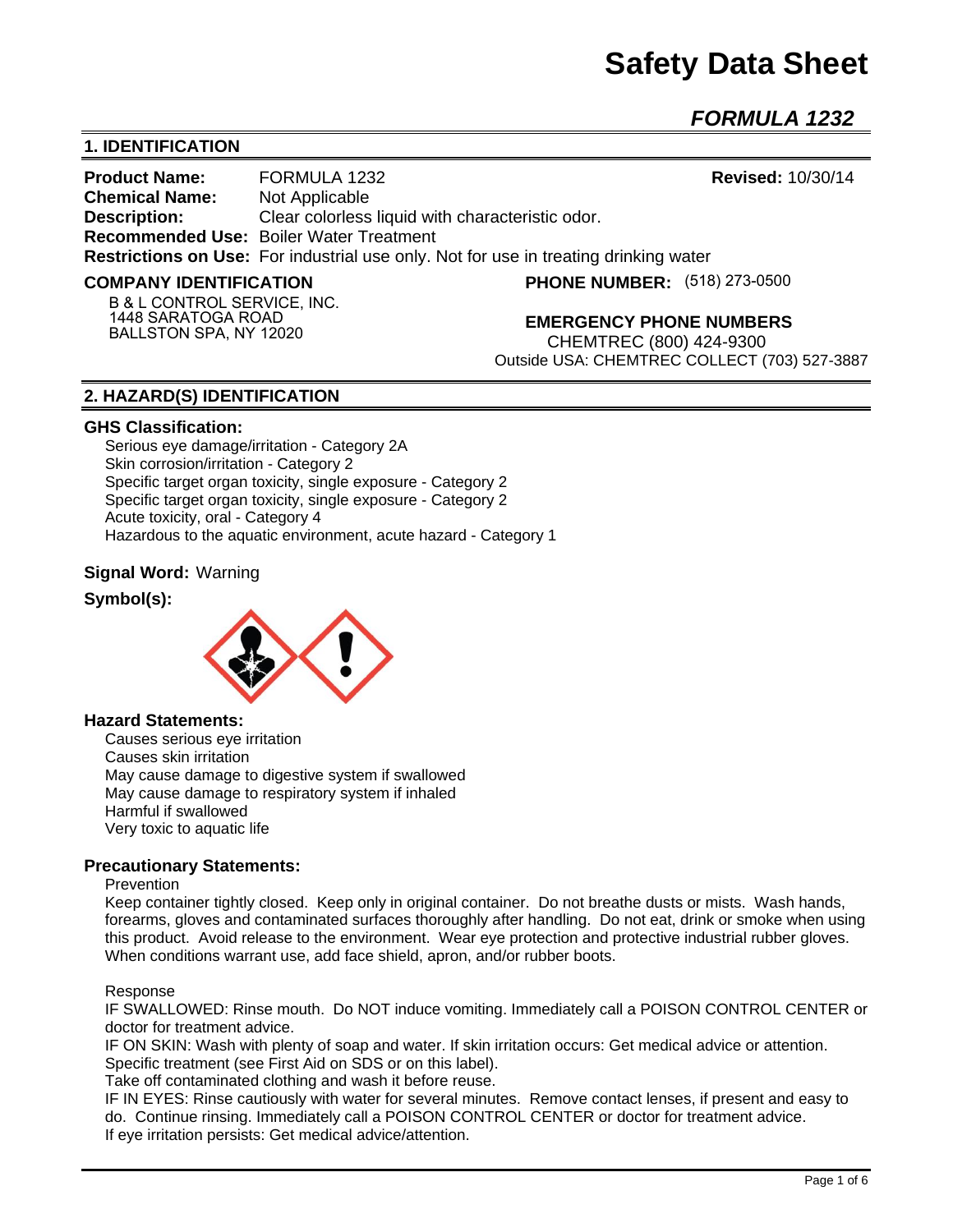# Safety Data Sheet

## *FORMULA 1232*

## 1. IDENTIFICATION

**Product Name:** FORMULA 1232 **Revised:** 10/30/14
**Chemical Name:** Not Applicable
**Description:** Clear colorless liquid with characteristic odor.
**Recommended Use:** Boiler Water Treatment
**Restrictions on Use:** For industrial use only. Not for use in treating drinking water

**COMPANY IDENTIFICATION**

B & L CONTROL SERVICE, INC.
1448 SARATOGA ROAD
BALLSTON SPA, NY 12020

**PHONE NUMBER:** (518) 273-0500

**EMERGENCY PHONE NUMBERS**

CHEMTREC (800) 424-9300
Outside USA: CHEMTREC COLLECT (703) 527-3887

## 2. HAZARD(S) IDENTIFICATION

### GHS Classification:

Serious eye damage/irritation - Category 2A
Skin corrosion/irritation - Category 2
Specific target organ toxicity, single exposure - Category 2
Specific target organ toxicity, single exposure - Category 2
Acute toxicity, oral - Category 4
Hazardous to the aquatic environment, acute hazard - Category 1

**Signal Word:** Warning

**Symbol(s):**

### Hazard Statements:

Causes serious eye irritation
Causes skin irritation
May cause damage to digestive system if swallowed
May cause damage to respiratory system if inhaled
Harmful if swallowed
Very toxic to aquatic life

### Precautionary Statements:

Prevention

Keep container tightly closed. Keep only in original container. Do not breathe dusts or mists. Wash hands, forearms, gloves and contaminated surfaces thoroughly after handling. Do not eat, drink or smoke when using this product. Avoid release to the environment. Wear eye protection and protective industrial rubber gloves. When conditions warrant use, add face shield, apron, and/or rubber boots.

Response

IF SWALLOWED: Rinse mouth. Do NOT induce vomiting. Immediately call a POISON CONTROL CENTER or doctor for treatment advice.
IF ON SKIN: Wash with plenty of soap and water. If skin irritation occurs: Get medical advice or attention. Specific treatment (see First Aid on SDS or on this label).
Take off contaminated clothing and wash it before reuse.
IF IN EYES: Rinse cautiously with water for several minutes. Remove contact lenses, if present and easy to do. Continue rinsing. Immediately call a POISON CONTROL CENTER or doctor for treatment advice.
If eye irritation persists: Get medical advice/attention.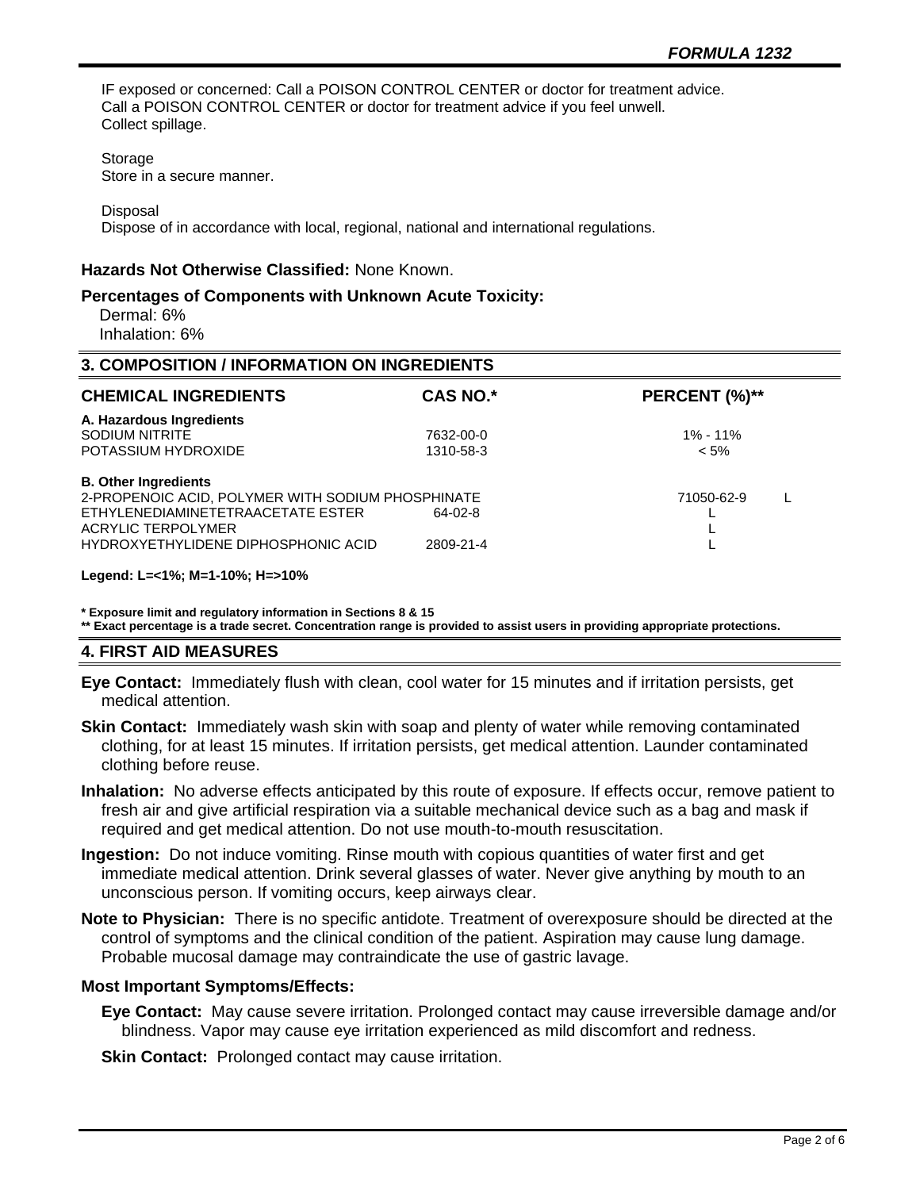IF exposed or concerned: Call a POISON CONTROL CENTER or doctor for treatment advice.
Call a POISON CONTROL CENTER or doctor for treatment advice if you feel unwell.
Collect spillage.

Storage
Store in a secure manner.

Disposal
Dispose of in accordance with local, regional, national and international regulations.

**Hazards Not Otherwise Classified:** None Known.

**Percentages of Components with Unknown Acute Toxicity:**
Dermal: 6%
Inhalation: 6%

## 3. COMPOSITION / INFORMATION ON INGREDIENTS

| CHEMICAL INGREDIENTS | CAS NO.* | PERCENT (%)** |
|---|---|---|
| **A. Hazardous Ingredients** | | |
| SODIUM NITRITE | 7632-00-0 | 1% - 11% |
| POTASSIUM HYDROXIDE | 1310-58-3 | < 5% |
| **B. Other Ingredients** | | |
| 2-PROPENOIC ACID, POLYMER WITH SODIUM PHOSPHINATE | 71050-62-9 | L |
| ETHYLENEDIAMINETETRAACETATE ESTER | 64-02-8 | L |
| ACRYLIC TERPOLYMER | | L |
| HYDROXYETHYLIDENE DIPHOSPHONIC ACID | 2809-21-4 | L |

**Legend: L=<1%; M=1-10%; H=>10%**

**\* Exposure limit and regulatory information in Sections 8 & 15**
**\*\* Exact percentage is a trade secret. Concentration range is provided to assist users in providing appropriate protections.**

## 4. FIRST AID MEASURES

**Eye Contact:** Immediately flush with clean, cool water for 15 minutes and if irritation persists, get medical attention.

**Skin Contact:** Immediately wash skin with soap and plenty of water while removing contaminated clothing, for at least 15 minutes. If irritation persists, get medical attention. Launder contaminated clothing before reuse.

**Inhalation:** No adverse effects anticipated by this route of exposure. If effects occur, remove patient to fresh air and give artificial respiration via a suitable mechanical device such as a bag and mask if required and get medical attention. Do not use mouth-to-mouth resuscitation.

**Ingestion:** Do not induce vomiting. Rinse mouth with copious quantities of water first and get immediate medical attention. Drink several glasses of water. Never give anything by mouth to an unconscious person. If vomiting occurs, keep airways clear.

**Note to Physician:** There is no specific antidote. Treatment of overexposure should be directed at the control of symptoms and the clinical condition of the patient. Aspiration may cause lung damage. Probable mucosal damage may contraindicate the use of gastric lavage.

**Most Important Symptoms/Effects:**

**Eye Contact:** May cause severe irritation. Prolonged contact may cause irreversible damage and/or blindness. Vapor may cause eye irritation experienced as mild discomfort and redness.

**Skin Contact:** Prolonged contact may cause irritation.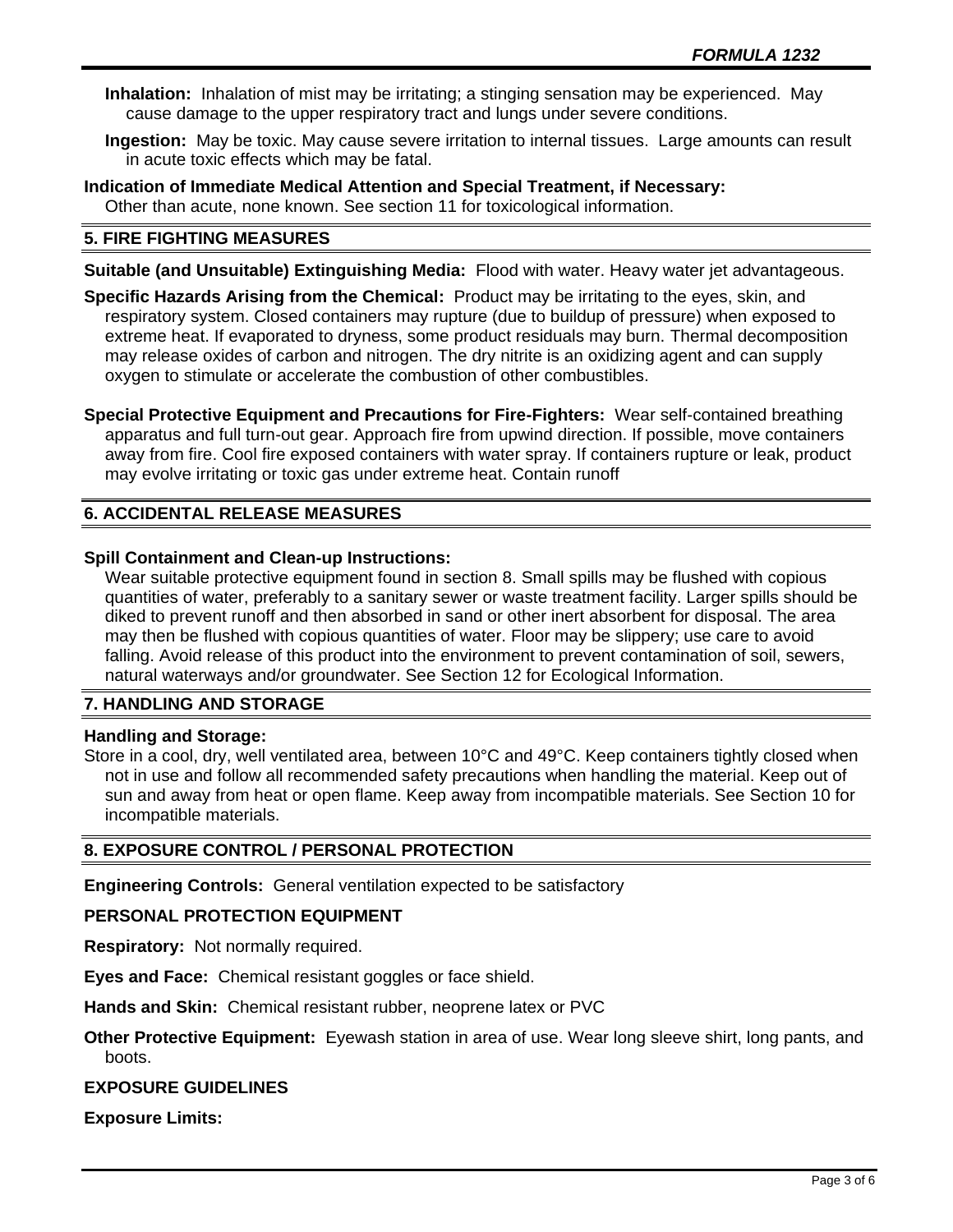**Inhalation:** Inhalation of mist may be irritating; a stinging sensation may be experienced. May cause damage to the upper respiratory tract and lungs under severe conditions.

**Ingestion:** May be toxic. May cause severe irritation to internal tissues. Large amounts can result in acute toxic effects which may be fatal.

**Indication of Immediate Medical Attention and Special Treatment, if Necessary:**
Other than acute, none known. See section 11 for toxicological information.

## 5. FIRE FIGHTING MEASURES

**Suitable (and Unsuitable) Extinguishing Media:** Flood with water. Heavy water jet advantageous.

**Specific Hazards Arising from the Chemical:** Product may be irritating to the eyes, skin, and respiratory system. Closed containers may rupture (due to buildup of pressure) when exposed to extreme heat. If evaporated to dryness, some product residuals may burn. Thermal decomposition may release oxides of carbon and nitrogen. The dry nitrite is an oxidizing agent and can supply oxygen to stimulate or accelerate the combustion of other combustibles.

**Special Protective Equipment and Precautions for Fire-Fighters:** Wear self-contained breathing apparatus and full turn-out gear. Approach fire from upwind direction. If possible, move containers away from fire. Cool fire exposed containers with water spray. If containers rupture or leak, product may evolve irritating or toxic gas under extreme heat. Contain runoff

## 6. ACCIDENTAL RELEASE MEASURES

**Spill Containment and Clean-up Instructions:**
Wear suitable protective equipment found in section 8. Small spills may be flushed with copious quantities of water, preferably to a sanitary sewer or waste treatment facility. Larger spills should be diked to prevent runoff and then absorbed in sand or other inert absorbent for disposal. The area may then be flushed with copious quantities of water. Floor may be slippery; use care to avoid falling. Avoid release of this product into the environment to prevent contamination of soil, sewers, natural waterways and/or groundwater. See Section 12 for Ecological Information.

## 7. HANDLING AND STORAGE

**Handling and Storage:**
Store in a cool, dry, well ventilated area, between 10°C and 49°C. Keep containers tightly closed when not in use and follow all recommended safety precautions when handling the material. Keep out of sun and away from heat or open flame. Keep away from incompatible materials. See Section 10 for incompatible materials.

## 8. EXPOSURE CONTROL / PERSONAL PROTECTION

**Engineering Controls:** General ventilation expected to be satisfactory

**PERSONAL PROTECTION EQUIPMENT**

**Respiratory:** Not normally required.

**Eyes and Face:** Chemical resistant goggles or face shield.

**Hands and Skin:** Chemical resistant rubber, neoprene latex or PVC

**Other Protective Equipment:** Eyewash station in area of use. Wear long sleeve shirt, long pants, and boots.

**EXPOSURE GUIDELINES**

**Exposure Limits:**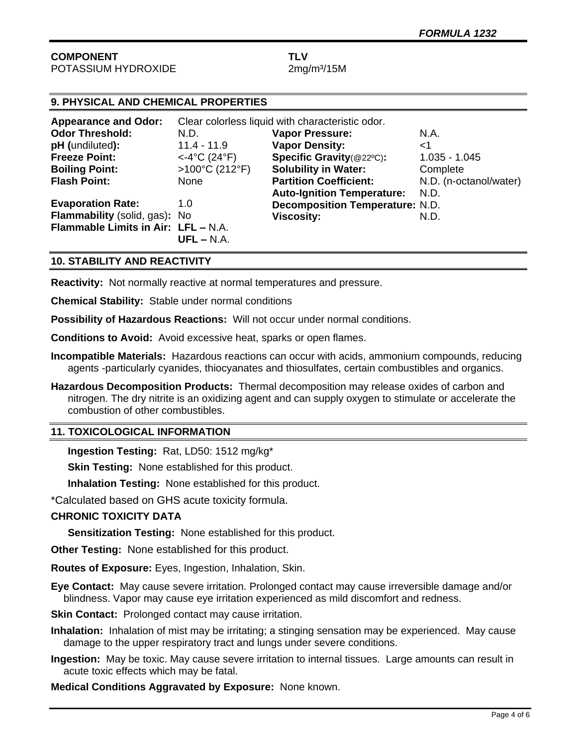| COMPONENT | TLV |
|---|---|
| POTASSIUM HYDROXIDE | 2mg/m³/15M |

## 9. PHYSICAL AND CHEMICAL PROPERTIES

**Appearance and Odor:** Clear colorless liquid with characteristic odor.

| | | | |
|---|---|---|---|
| **Odor Threshold:** | N.D. | **Vapor Pressure:** | N.A. |
| **pH (undiluted):** | 11.4 - 11.9 | **Vapor Density:** | <1 |
| **Freeze Point:** | <-4°C (24°F) | **Specific Gravity**(@22ºC)**:** | 1.035 - 1.045 |
| **Boiling Point:** | >100°C (212°F) | **Solubility in Water:** | Complete |
| **Flash Point:** | None | **Partition Coefficient:** | N.D. (n-octanol/water) |
| | | **Auto-Ignition Temperature:** | N.D. |
| **Evaporation Rate:** | 1.0 | **Decomposition Temperature:** | N.D. |
| **Flammability** (solid, gas)**:** | No | **Viscosity:** | N.D. |
| **Flammable Limits in Air:** | **LFL –** N.A. **UFL –** N.A. | | |

## 10. STABILITY AND REACTIVITY

**Reactivity:** Not normally reactive at normal temperatures and pressure.

**Chemical Stability:** Stable under normal conditions

**Possibility of Hazardous Reactions:** Will not occur under normal conditions.

**Conditions to Avoid:** Avoid excessive heat, sparks or open flames.

**Incompatible Materials:** Hazardous reactions can occur with acids, ammonium compounds, reducing agents -particularly cyanides, thiocyanates and thiosulfates, certain combustibles and organics.

**Hazardous Decomposition Products:** Thermal decomposition may release oxides of carbon and nitrogen. The dry nitrite is an oxidizing agent and can supply oxygen to stimulate or accelerate the combustion of other combustibles.

## 11. TOXICOLOGICAL INFORMATION

**Ingestion Testing:** Rat, LD50: 1512 mg/kg*

**Skin Testing:** None established for this product.

**Inhalation Testing:** None established for this product.

*Calculated based on GHS acute toxicity formula.

**CHRONIC TOXICITY DATA**

**Sensitization Testing:** None established for this product.

**Other Testing:** None established for this product.

**Routes of Exposure:** Eyes, Ingestion, Inhalation, Skin.

**Eye Contact:** May cause severe irritation. Prolonged contact may cause irreversible damage and/or blindness. Vapor may cause eye irritation experienced as mild discomfort and redness.

**Skin Contact:** Prolonged contact may cause irritation.

**Inhalation:** Inhalation of mist may be irritating; a stinging sensation may be experienced. May cause damage to the upper respiratory tract and lungs under severe conditions.

**Ingestion:** May be toxic. May cause severe irritation to internal tissues. Large amounts can result in acute toxic effects which may be fatal.

**Medical Conditions Aggravated by Exposure:** None known.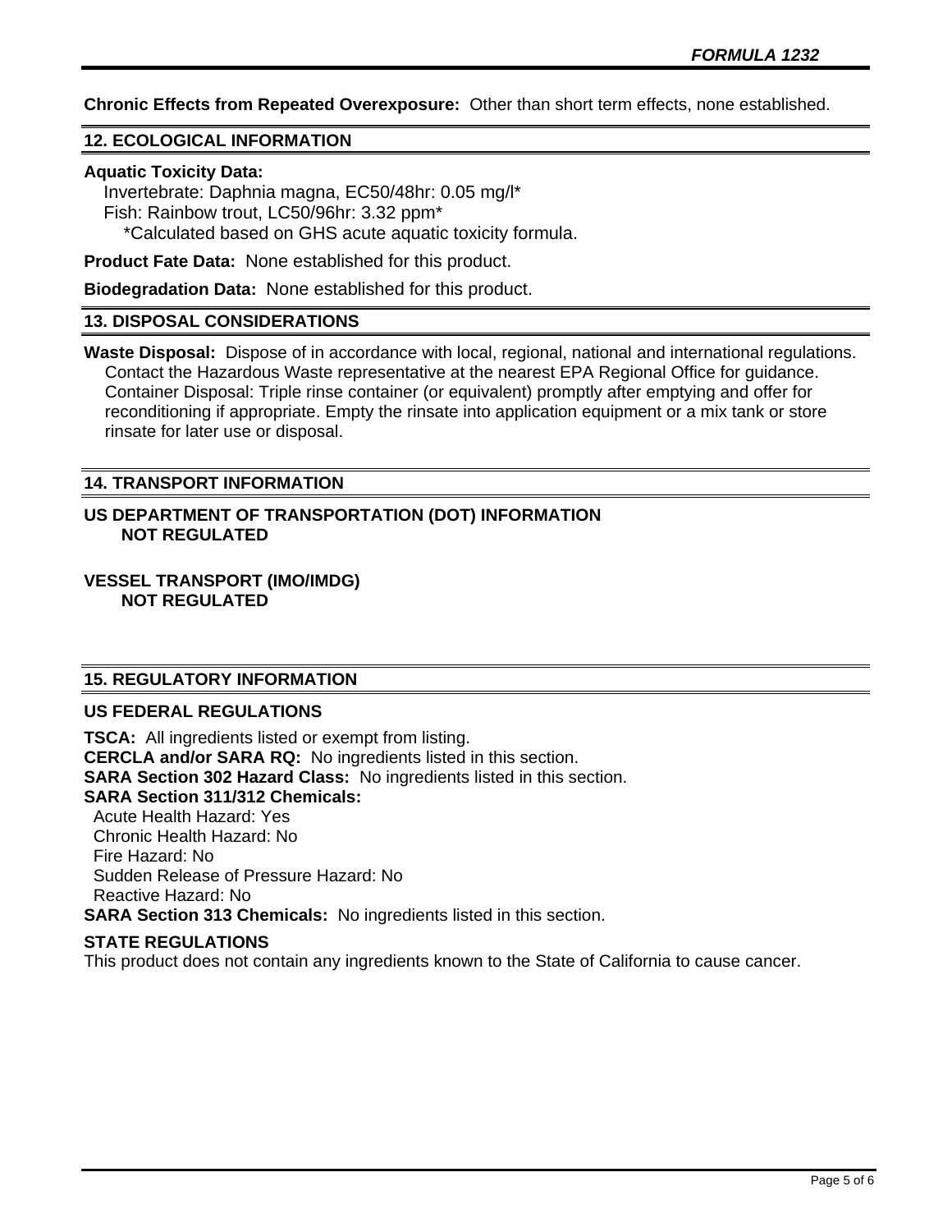**Chronic Effects from Repeated Overexposure:** Other than short term effects, none established.

## 12. ECOLOGICAL INFORMATION

**Aquatic Toxicity Data:**
Invertebrate: Daphnia magna, EC50/48hr: 0.05 mg/l*
Fish: Rainbow trout, LC50/96hr: 3.32 ppm*
*Calculated based on GHS acute aquatic toxicity formula.

**Product Fate Data:** None established for this product.

**Biodegradation Data:** None established for this product.

## 13. DISPOSAL CONSIDERATIONS

**Waste Disposal:** Dispose of in accordance with local, regional, national and international regulations. Contact the Hazardous Waste representative at the nearest EPA Regional Office for guidance. Container Disposal: Triple rinse container (or equivalent) promptly after emptying and offer for reconditioning if appropriate. Empty the rinsate into application equipment or a mix tank or store rinsate for later use or disposal.

## 14. TRANSPORT INFORMATION

**US DEPARTMENT OF TRANSPORTATION (DOT) INFORMATION**
**NOT REGULATED**

**VESSEL TRANSPORT (IMO/IMDG)**
**NOT REGULATED**

## 15. REGULATORY INFORMATION

### US FEDERAL REGULATIONS

**TSCA:** All ingredients listed or exempt from listing.
**CERCLA and/or SARA RQ:** No ingredients listed in this section.
**SARA Section 302 Hazard Class:** No ingredients listed in this section.
**SARA Section 311/312 Chemicals:**
Acute Health Hazard: Yes
Chronic Health Hazard: No
Fire Hazard: No
Sudden Release of Pressure Hazard: No
Reactive Hazard: No
**SARA Section 313 Chemicals:** No ingredients listed in this section.

### STATE REGULATIONS

This product does not contain any ingredients known to the State of California to cause cancer.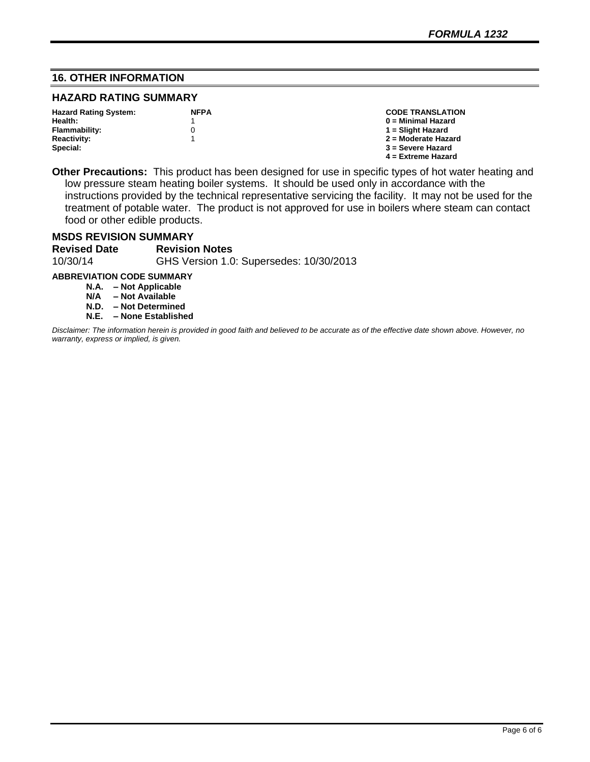## 16. OTHER INFORMATION

### HAZARD RATING SUMMARY

| Hazard Rating System: | NFPA | CODE TRANSLATION |
|---|---|---|
| Health: | 1 | 0 = Minimal Hazard |
| Flammability: | 0 | 1 = Slight Hazard |
| Reactivity: | 1 | 2 = Moderate Hazard |
| Special: | | 3 = Severe Hazard |
| | | 4 = Extreme Hazard |

**Other Precautions:** This product has been designed for use in specific types of hot water heating and low pressure steam heating boiler systems. It should be used only in accordance with the instructions provided by the technical representative servicing the facility. It may not be used for the treatment of potable water. The product is not approved for use in boilers where steam can contact food or other edible products.

### MSDS REVISION SUMMARY

| Revised Date | Revision Notes |
|---|---|
| 10/30/14 | GHS Version 1.0: Supersedes: 10/30/2013 |

**ABBREVIATION CODE SUMMARY**

- **N.A. – Not Applicable**
- **N/A – Not Available**
- **N.D. – Not Determined**
- **N.E. – None Established**

*Disclaimer: The information herein is provided in good faith and believed to be accurate as of the effective date shown above. However, no warranty, express or implied, is given.*